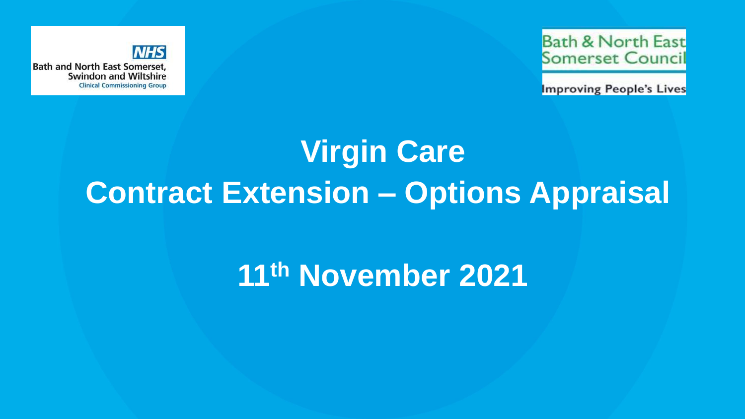NHS
Bath and North East Somerset, Swindon and Wiltshire
Clinical Commissioning Group

Bath & North East Somerset Council
Improving People's Lives

# Virgin Care
# Contract Extension – Options Appraisal

## 11th November 2021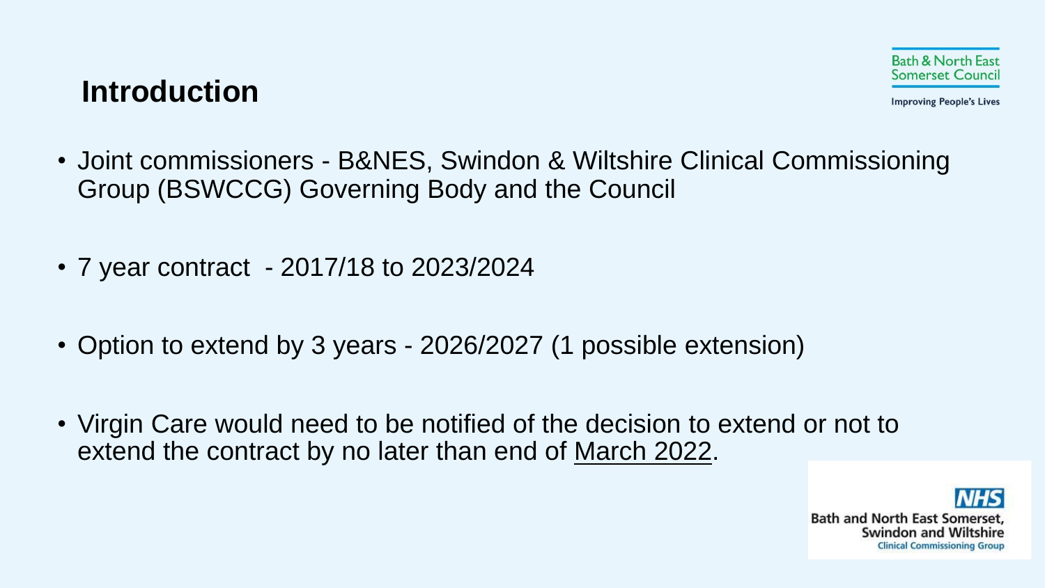# Introduction

- Joint commissioners - B&NES, Swindon & Wiltshire Clinical Commissioning Group (BSWCCG) Governing Body and the Council
- 7 year contract - 2017/18 to 2023/2024
- Option to extend by 3 years - 2026/2027 (1 possible extension)
- Virgin Care would need to be notified of the decision to extend or not to extend the contract by no later than end of March 2022.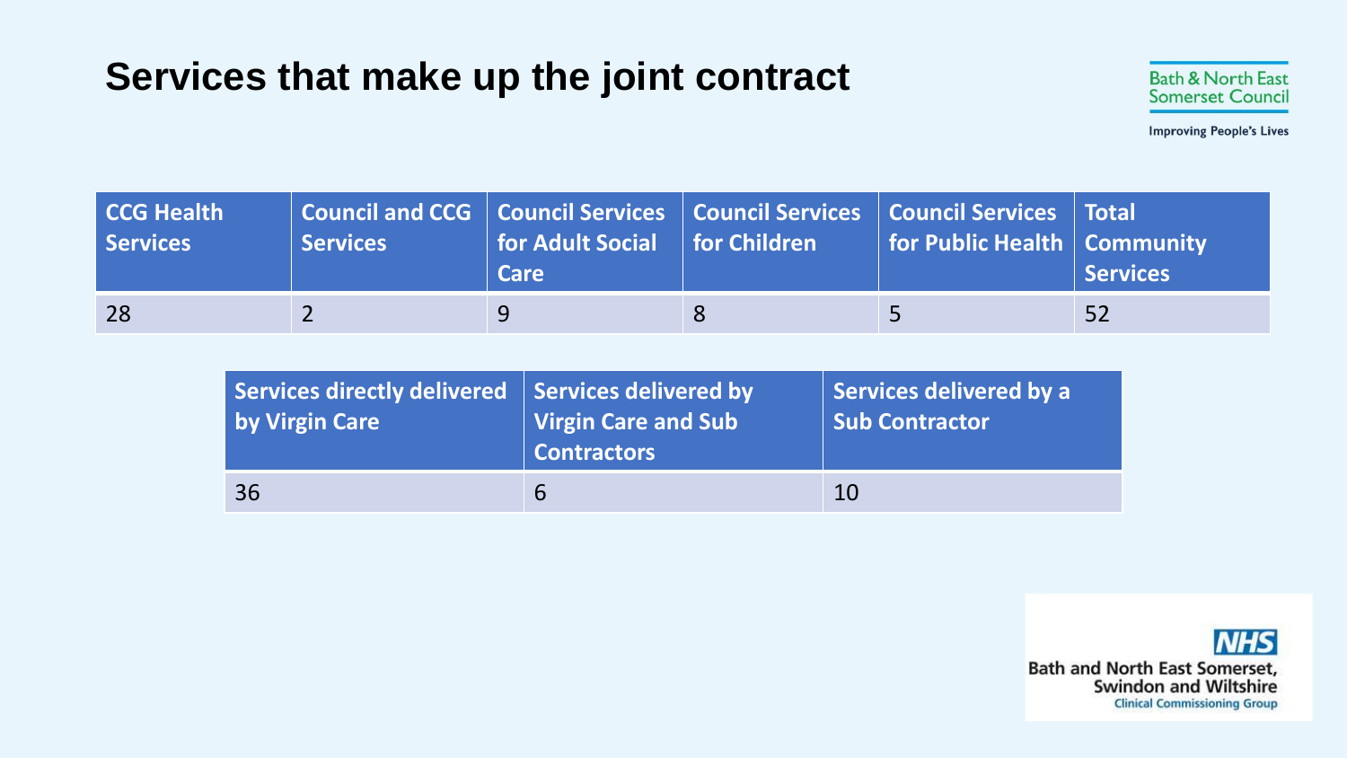# Services that make up the joint contract

| CCG Health Services | Council and CCG Services | Council Services for Adult Social Care | Council Services for Children | Council Services for Public Health | Total Community Services |
|---|---|---|---|---|---|
| 28 | 2 | 9 | 8 | 5 | 52 |

| Services directly delivered by Virgin Care | Services delivered by Virgin Care and Sub Contractors | Services delivered by a Sub Contractor |
|---|---|---|
| 36 | 6 | 10 |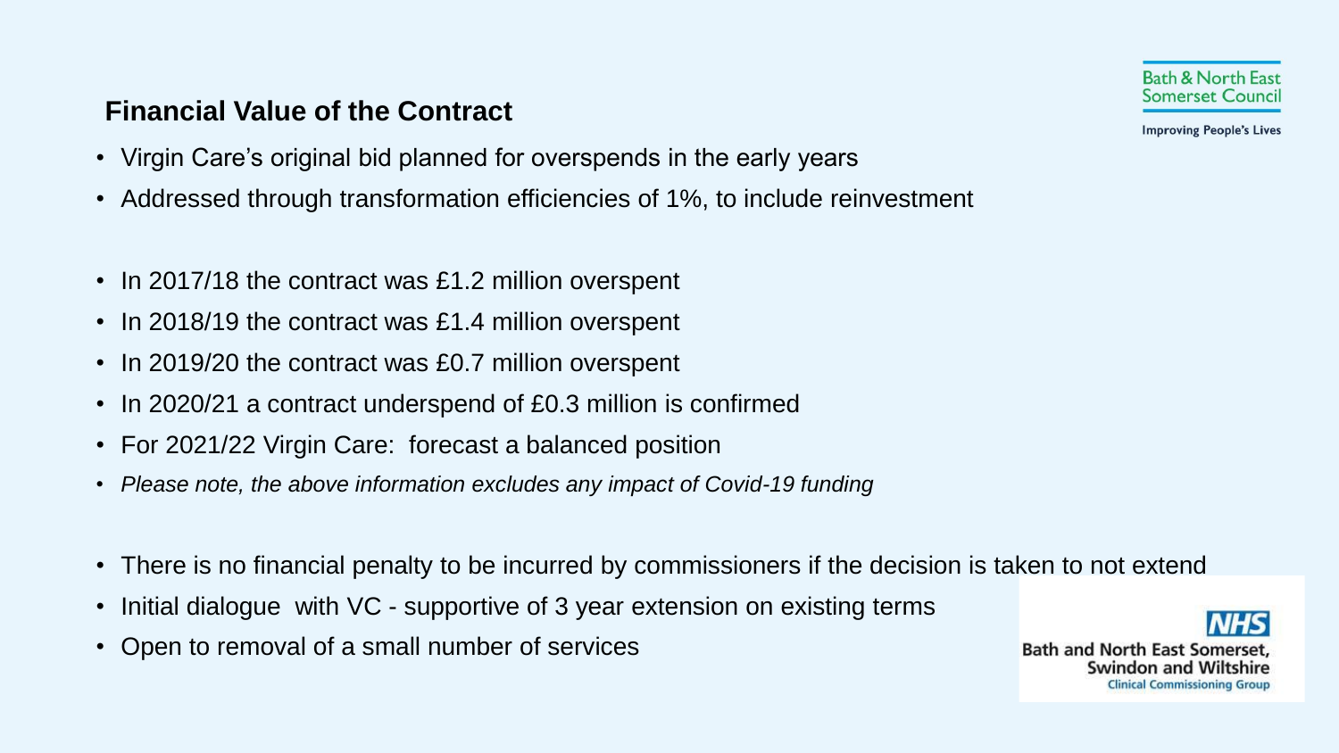## Financial Value of the Contract

- Virgin Care's original bid planned for overspends in the early years
- Addressed through transformation efficiencies of 1%, to include reinvestment

- In 2017/18 the contract was £1.2 million overspent
- In 2018/19 the contract was £1.4 million overspent
- In 2019/20 the contract was £0.7 million overspent
- In 2020/21 a contract underspend of £0.3 million is confirmed
- For 2021/22 Virgin Care: forecast a balanced position
- *Please note, the above information excludes any impact of Covid-19 funding*

- There is no financial penalty to be incurred by commissioners if the decision is taken to not extend
- Initial dialogue with VC - supportive of 3 year extension on existing terms
- Open to removal of a small number of services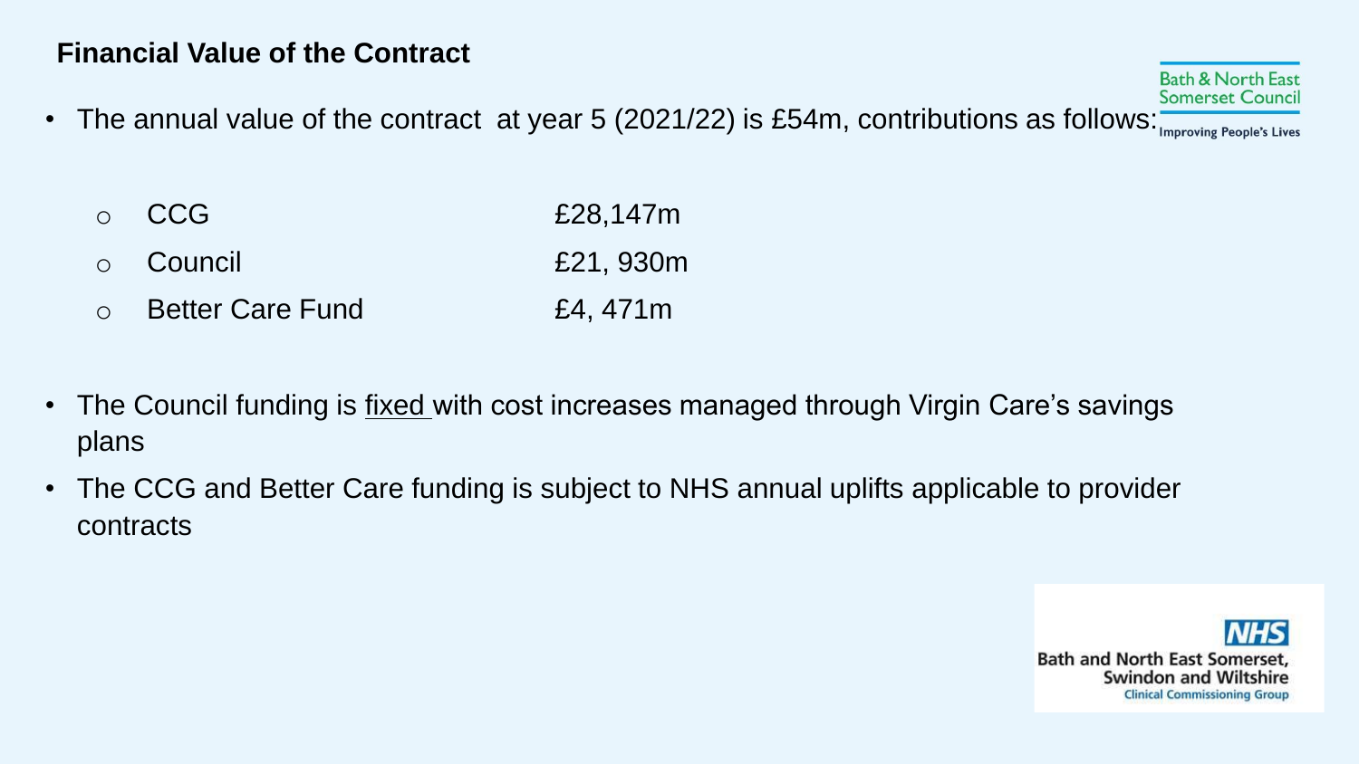## Financial Value of the Contract

- The annual value of the contract at year 5 (2021/22) is £54m, contributions as follows:
  - CCG £28,147m
  - Council £21, 930m
  - Better Care Fund £4, 471m
- The Council funding is fixed with cost increases managed through Virgin Care's savings plans
- The CCG and Better Care funding is subject to NHS annual uplifts applicable to provider contracts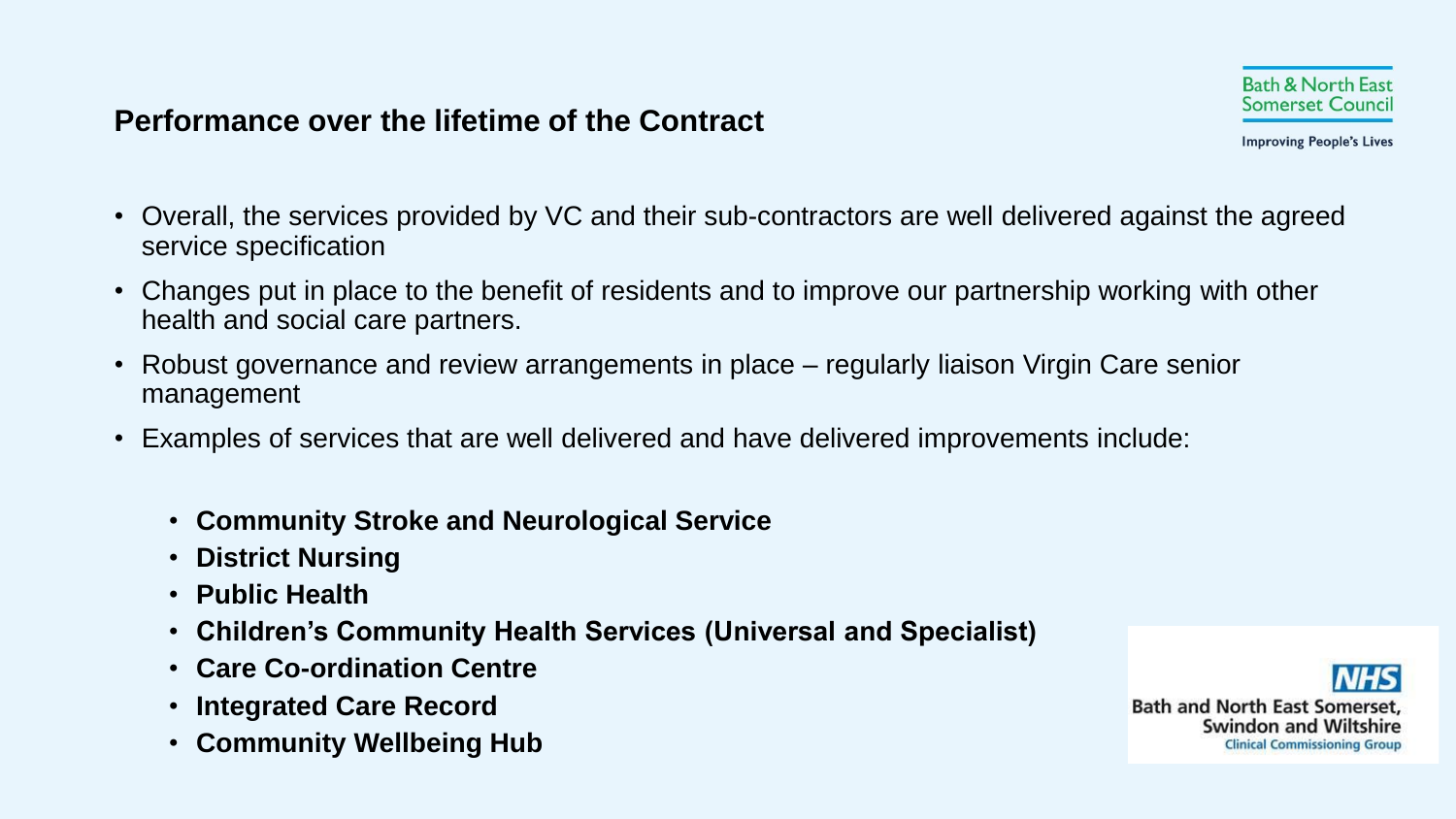## Performance over the lifetime of the Contract

- Overall, the services provided by VC and their sub-contractors are well delivered against the agreed service specification
- Changes put in place to the benefit of residents and to improve our partnership working with other health and social care partners.
- Robust governance and review arrangements in place – regularly liaison Virgin Care senior management
- Examples of services that are well delivered and have delivered improvements include:
  - **Community Stroke and Neurological Service**
  - **District Nursing**
  - **Public Health**
  - **Children's Community Health Services (Universal and Specialist)**
  - **Care Co-ordination Centre**
  - **Integrated Care Record**
  - **Community Wellbeing Hub**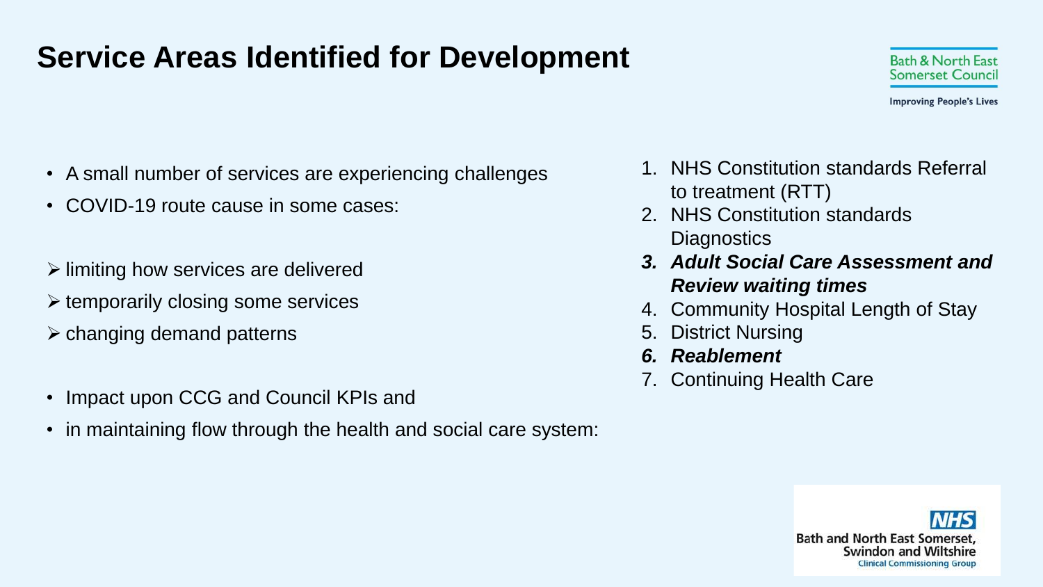# Service Areas Identified for Development

- A small number of services are experiencing challenges
- COVID-19 route cause in some cases:

➢ limiting how services are delivered
➢ temporarily closing some services
➢ changing demand patterns

- Impact upon CCG and Council KPIs and
- in maintaining flow through the health and social care system:

1. NHS Constitution standards Referral to treatment (RTT)
2. NHS Constitution standards Diagnostics
3. ***Adult Social Care Assessment and Review waiting times***
4. Community Hospital Length of Stay
5. District Nursing
6. ***Reablement***
7. Continuing Health Care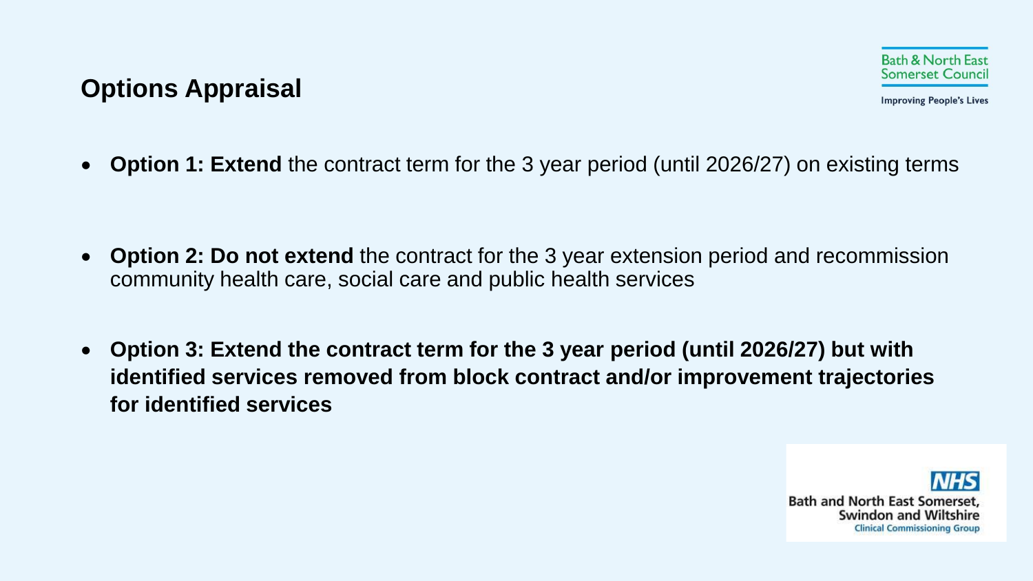## Options Appraisal

- **Option 1: Extend** the contract term for the 3 year period (until 2026/27) on existing terms

- **Option 2: Do not extend** the contract for the 3 year extension period and recommission community health care, social care and public health services

- **Option 3: Extend the contract term for the 3 year period (until 2026/27) but with identified services removed from block contract and/or improvement trajectories for identified services**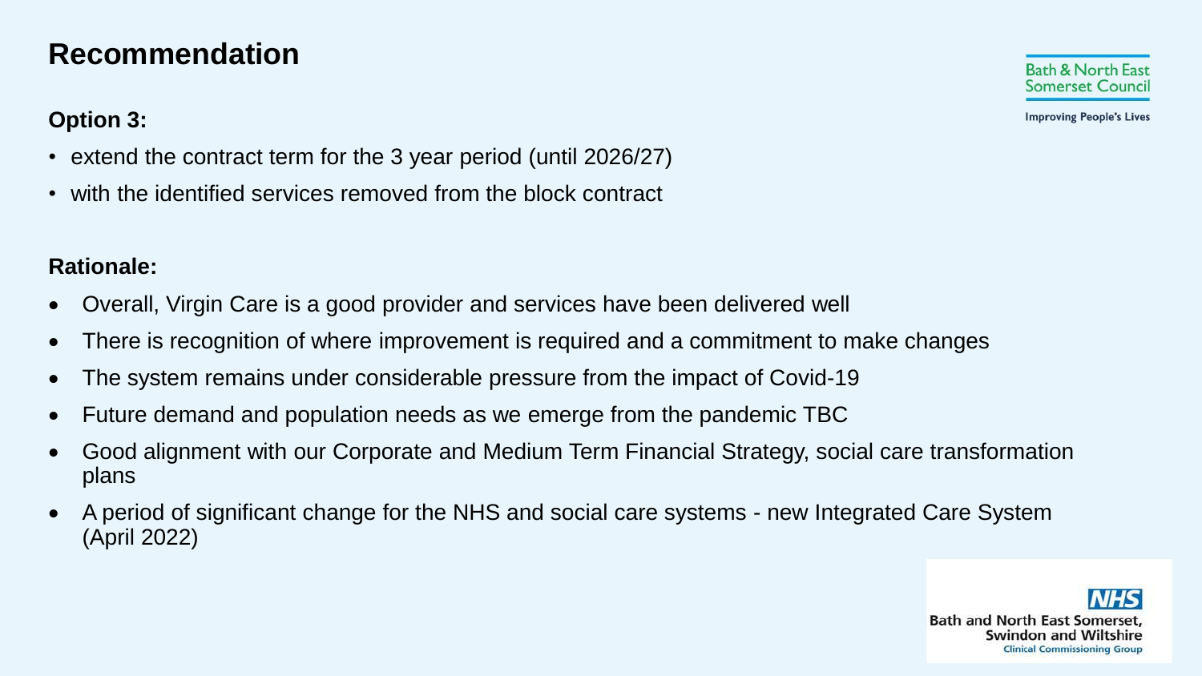# Recommendation

**Option 3:**

- extend the contract term for the 3 year period (until 2026/27)
- with the identified services removed from the block contract

**Rationale:**

- Overall, Virgin Care is a good provider and services have been delivered well
- There is recognition of where improvement is required and a commitment to make changes
- The system remains under considerable pressure from the impact of Covid-19
- Future demand and population needs as we emerge from the pandemic TBC
- Good alignment with our Corporate and Medium Term Financial Strategy, social care transformation plans
- A period of significant change for the NHS and social care systems - new Integrated Care System (April 2022)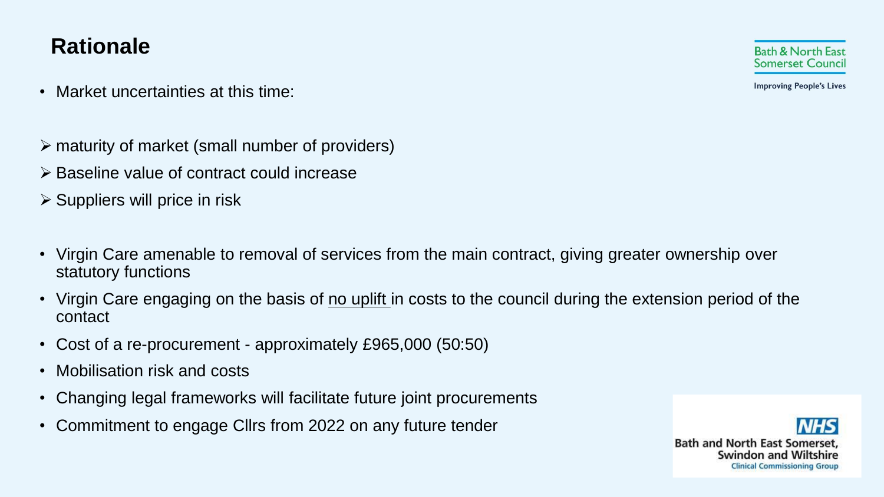# Rationale

- Market uncertainties at this time:

  - maturity of market (small number of providers)
  - Baseline value of contract could increase
  - Suppliers will price in risk

- Virgin Care amenable to removal of services from the main contract, giving greater ownership over statutory functions
- Virgin Care engaging on the basis of <u>no uplift</u> in costs to the council during the extension period of the contact
- Cost of a re-procurement - approximately £965,000 (50:50)
- Mobilisation risk and costs
- Changing legal frameworks will facilitate future joint procurements
- Commitment to engage Cllrs from 2022 on any future tender

Bath & North East Somerset Council
Improving People's Lives

NHS
Bath and North East Somerset, Swindon and Wiltshire
Clinical Commissioning Group